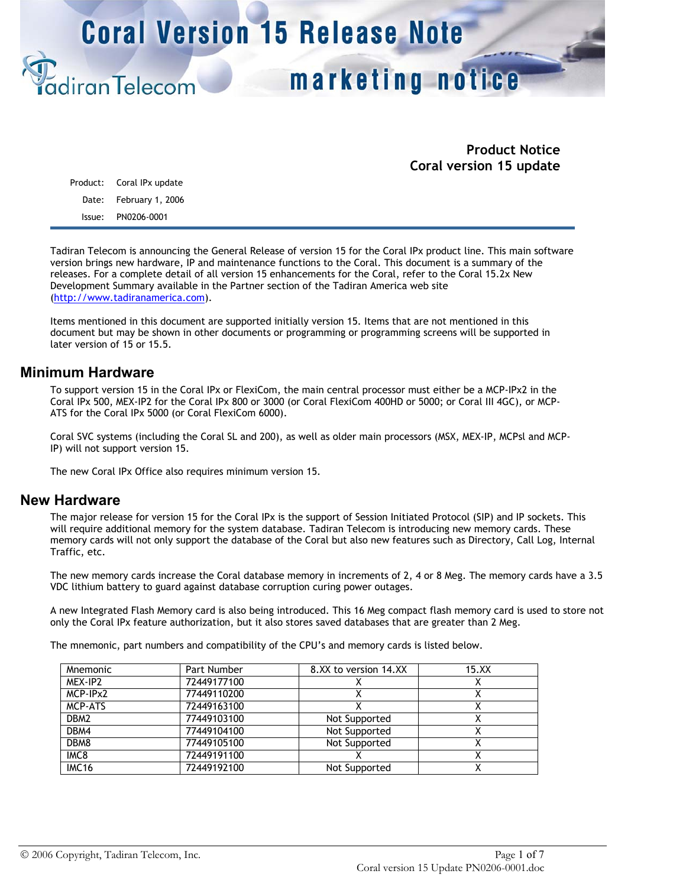# Coral Version 15 Release Note

## marketing notice

**Product Notice**
**Coral version 15 update**

Product: Coral IPx update

Date: February 1, 2006

Issue: PN0206-0001

Tadiran Telecom is announcing the General Release of version 15 for the Coral IPx product line. This main software version brings new hardware, IP and maintenance functions to the Coral. This document is a summary of the releases. For a complete detail of all version 15 enhancements for the Coral, refer to the Coral 15.2x New Development Summary available in the Partner section of the Tadiran America web site (http://www.tadiranamerica.com).

Items mentioned in this document are supported initially version 15. Items that are not mentioned in this document but may be shown in other documents or programming or programming screens will be supported in later version of 15 or 15.5.

## Minimum Hardware

To support version 15 in the Coral IPx or FlexiCom, the main central processor must either be a MCP-IPx2 in the Coral IPx 500, MEX-IP2 for the Coral IPx 800 or 3000 (or Coral FlexiCom 400HD or 5000; or Coral III 4GC), or MCP-ATS for the Coral IPx 5000 (or Coral FlexiCom 6000).

Coral SVC systems (including the Coral SL and 200), as well as older main processors (MSX, MEX-IP, MCPsl and MCP-IP) will not support version 15.

The new Coral IPx Office also requires minimum version 15.

## New Hardware

The major release for version 15 for the Coral IPx is the support of Session Initiated Protocol (SIP) and IP sockets. This will require additional memory for the system database. Tadiran Telecom is introducing new memory cards. These memory cards will not only support the database of the Coral but also new features such as Directory, Call Log, Internal Traffic, etc.

The new memory cards increase the Coral database memory in increments of 2, 4 or 8 Meg. The memory cards have a 3.5 VDC lithium battery to guard against database corruption curing power outages.

A new Integrated Flash Memory card is also being introduced. This 16 Meg compact flash memory card is used to store not only the Coral IPx feature authorization, but it also stores saved databases that are greater than 2 Meg.

The mnemonic, part numbers and compatibility of the CPU's and memory cards is listed below.

| Mnemonic | Part Number | 8.XX to version 14.XX | 15.XX |
|---|---|---|---|
| MEX-IP2 | 72449177100 | X | X |
| MCP-IPx2 | 77449110200 | X | X |
| MCP-ATS | 72449163100 | X | X |
| DBM2 | 77449103100 | Not Supported | X |
| DBM4 | 77449104100 | Not Supported | X |
| DBM8 | 77449105100 | Not Supported | X |
| IMC8 | 72449191100 | X | X |
| IMC16 | 72449192100 | Not Supported | X |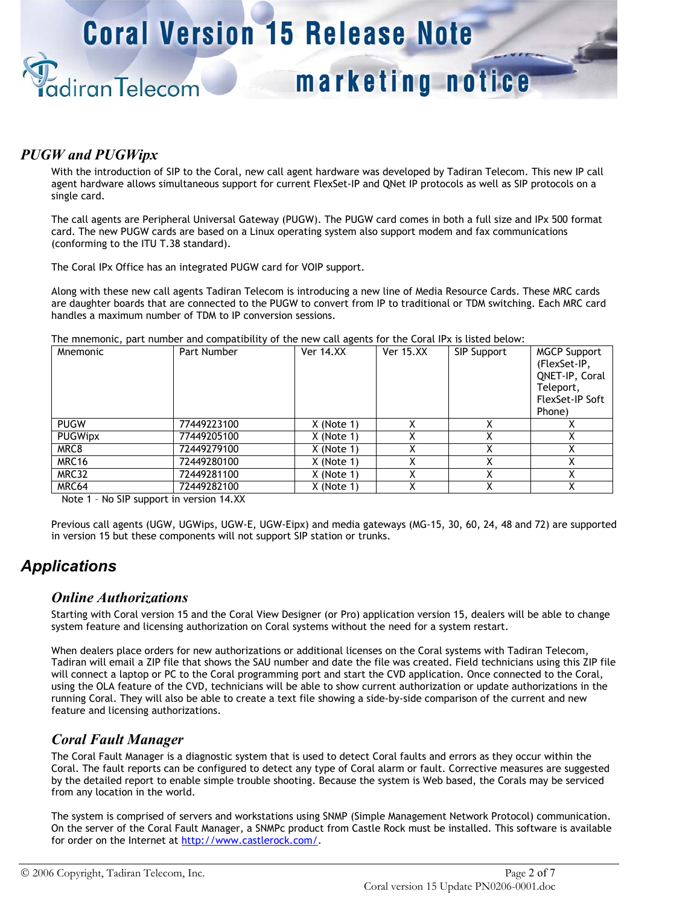## *PUGW and PUGWipx*

With the introduction of SIP to the Coral, new call agent hardware was developed by Tadiran Telecom. This new IP call agent hardware allows simultaneous support for current FlexSet-IP and QNet IP protocols as well as SIP protocols on a single card.

The call agents are Peripheral Universal Gateway (PUGW). The PUGW card comes in both a full size and IPx 500 format card. The new PUGW cards are based on a Linux operating system also support modem and fax communications (conforming to the ITU T.38 standard).

The Coral IPx Office has an integrated PUGW card for VOIP support.

Along with these new call agents Tadiran Telecom is introducing a new line of Media Resource Cards. These MRC cards are daughter boards that are connected to the PUGW to convert from IP to traditional or TDM switching. Each MRC card handles a maximum number of TDM to IP conversion sessions.

The mnemonic, part number and compatibility of the new call agents for the Coral IPx is listed below:

| Mnemonic | Part Number | Ver 14.XX | Ver 15.XX | SIP Support | MGCP Support (FlexSet-IP, QNET-IP, Coral Teleport, FlexSet-IP Soft Phone) |
|---|---|---|---|---|---|
| PUGW | 77449223100 | X (Note 1) | X | X | X |
| PUGWipx | 77449205100 | X (Note 1) | X | X | X |
| MRC8 | 72449279100 | X (Note 1) | X | X | X |
| MRC16 | 72449280100 | X (Note 1) | X | X | X |
| MRC32 | 72449281100 | X (Note 1) | X | X | X |
| MRC64 | 72449282100 | X (Note 1) | X | X | X |

Note 1 – No SIP support in version 14.XX

Previous call agents (UGW, UGWips, UGW-E, UGW-Eipx) and media gateways (MG-15, 30, 60, 24, 48 and 72) are supported in version 15 but these components will not support SIP station or trunks.

# *Applications*

## *Online Authorizations*

Starting with Coral version 15 and the Coral View Designer (or Pro) application version 15, dealers will be able to change system feature and licensing authorization on Coral systems without the need for a system restart.

When dealers place orders for new authorizations or additional licenses on the Coral systems with Tadiran Telecom, Tadiran will email a ZIP file that shows the SAU number and date the file was created. Field technicians using this ZIP file will connect a laptop or PC to the Coral programming port and start the CVD application. Once connected to the Coral, using the OLA feature of the CVD, technicians will be able to show current authorization or update authorizations in the running Coral. They will also be able to create a text file showing a side-by-side comparison of the current and new feature and licensing authorizations.

## *Coral Fault Manager*

The Coral Fault Manager is a diagnostic system that is used to detect Coral faults and errors as they occur within the Coral. The fault reports can be configured to detect any type of Coral alarm or fault. Corrective measures are suggested by the detailed report to enable simple trouble shooting. Because the system is Web based, the Corals may be serviced from any location in the world.

The system is comprised of servers and workstations using SNMP (Simple Management Network Protocol) communication. On the server of the Coral Fault Manager, a SNMPc product from Castle Rock must be installed. This software is available for order on the Internet at http://www.castlerock.com/.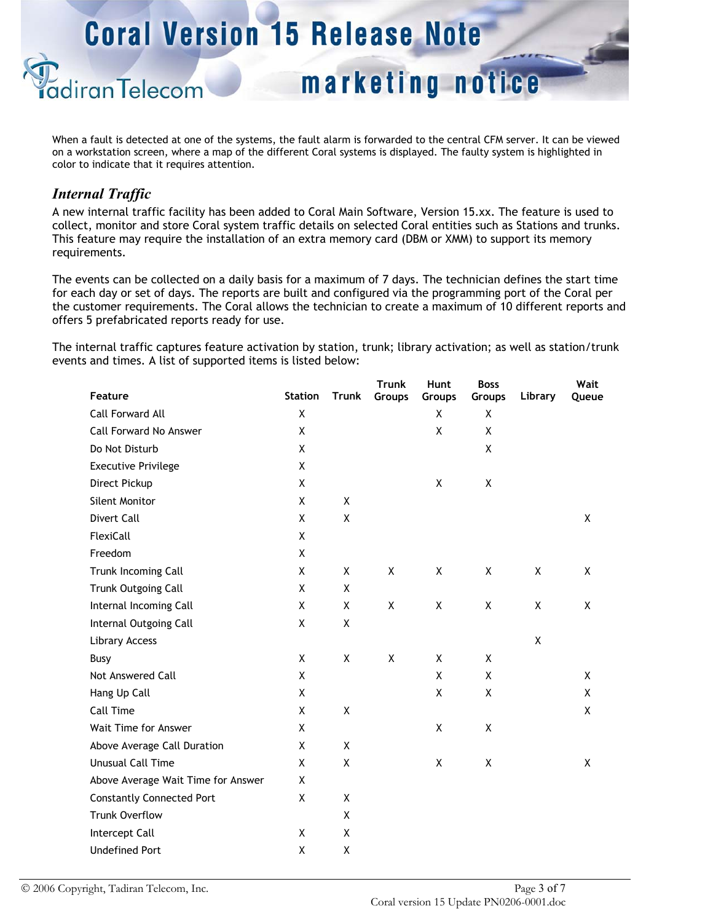When a fault is detected at one of the systems, the fault alarm is forwarded to the central CFM server. It can be viewed on a workstation screen, where a map of the different Coral systems is displayed. The faulty system is highlighted in color to indicate that it requires attention.

### *Internal Traffic*

A new internal traffic facility has been added to Coral Main Software, Version 15.xx. The feature is used to collect, monitor and store Coral system traffic details on selected Coral entities such as Stations and trunks. This feature may require the installation of an extra memory card (DBM or XMM) to support its memory requirements.

The events can be collected on a daily basis for a maximum of 7 days. The technician defines the start time for each day or set of days. The reports are built and configured via the programming port of the Coral per the customer requirements. The Coral allows the technician to create a maximum of 10 different reports and offers 5 prefabricated reports ready for use.

The internal traffic captures feature activation by station, trunk; library activation; as well as station/trunk events and times. A list of supported items is listed below:

| Feature | Station | Trunk | Trunk Groups | Hunt Groups | Boss Groups | Library | Wait Queue |
|---|---|---|---|---|---|---|---|
| Call Forward All | X | | | X | X | | |
| Call Forward No Answer | X | | | X | X | | |
| Do Not Disturb | X | | | | X | | |
| Executive Privilege | X | | | | | | |
| Direct Pickup | X | | | X | X | | |
| Silent Monitor | X | X | | | | | |
| Divert Call | X | X | | | | | X |
| FlexiCall | X | | | | | | |
| Freedom | X | | | | | | |
| Trunk Incoming Call | X | X | X | X | X | X | X |
| Trunk Outgoing Call | X | X | | | | | |
| Internal Incoming Call | X | X | X | X | X | X | X |
| Internal Outgoing Call | X | X | | | | | |
| Library Access | | | | | | X | |
| Busy | X | X | X | X | X | | |
| Not Answered Call | X | | | X | X | | X |
| Hang Up Call | X | | | X | X | | X |
| Call Time | X | X | | | | | X |
| Wait Time for Answer | X | | | X | X | | |
| Above Average Call Duration | X | X | | | | | |
| Unusual Call Time | X | X | | X | X | | X |
| Above Average Wait Time for Answer | X | | | | | | |
| Constantly Connected Port | X | X | | | | | |
| Trunk Overflow | | X | | | | | |
| Intercept Call | X | X | | | | | |
| Undefined Port | X | X | | | | | |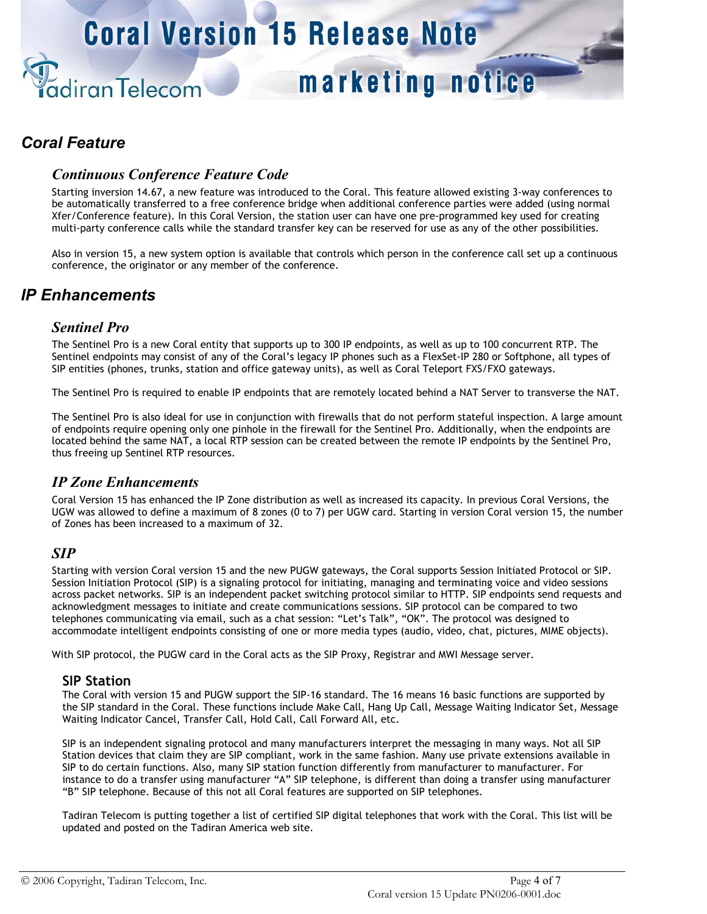## Coral Feature

### Continuous Conference Feature Code

Starting inversion 14.67, a new feature was introduced to the Coral. This feature allowed existing 3-way conferences to be automatically transferred to a free conference bridge when additional conference parties were added (using normal Xfer/Conference feature). In this Coral Version, the station user can have one pre-programmed key used for creating multi-party conference calls while the standard transfer key can be reserved for use as any of the other possibilities.

Also in version 15, a new system option is available that controls which person in the conference call set up a continuous conference, the originator or any member of the conference.

## IP Enhancements

### Sentinel Pro

The Sentinel Pro is a new Coral entity that supports up to 300 IP endpoints, as well as up to 100 concurrent RTP. The Sentinel endpoints may consist of any of the Coral's legacy IP phones such as a FlexSet-IP 280 or Softphone, all types of SIP entities (phones, trunks, station and office gateway units), as well as Coral Teleport FXS/FXO gateways.

The Sentinel Pro is required to enable IP endpoints that are remotely located behind a NAT Server to transverse the NAT.

The Sentinel Pro is also ideal for use in conjunction with firewalls that do not perform stateful inspection. A large amount of endpoints require opening only one pinhole in the firewall for the Sentinel Pro. Additionally, when the endpoints are located behind the same NAT, a local RTP session can be created between the remote IP endpoints by the Sentinel Pro, thus freeing up Sentinel RTP resources.

### IP Zone Enhancements

Coral Version 15 has enhanced the IP Zone distribution as well as increased its capacity. In previous Coral Versions, the UGW was allowed to define a maximum of 8 zones (0 to 7) per UGW card. Starting in version Coral version 15, the number of Zones has been increased to a maximum of 32.

### SIP

Starting with version Coral version 15 and the new PUGW gateways, the Coral supports Session Initiated Protocol or SIP. Session Initiation Protocol (SIP) is a signaling protocol for initiating, managing and terminating voice and video sessions across packet networks. SIP is an independent packet switching protocol similar to HTTP. SIP endpoints send requests and acknowledgment messages to initiate and create communications sessions. SIP protocol can be compared to two telephones communicating via email, such as a chat session: "Let's Talk", "OK". The protocol was designed to accommodate intelligent endpoints consisting of one or more media types (audio, video, chat, pictures, MIME objects).

With SIP protocol, the PUGW card in the Coral acts as the SIP Proxy, Registrar and MWI Message server.

#### SIP Station

The Coral with version 15 and PUGW support the SIP-16 standard. The 16 means 16 basic functions are supported by the SIP standard in the Coral. These functions include Make Call, Hang Up Call, Message Waiting Indicator Set, Message Waiting Indicator Cancel, Transfer Call, Hold Call, Call Forward All, etc.

SIP is an independent signaling protocol and many manufacturers interpret the messaging in many ways. Not all SIP Station devices that claim they are SIP compliant, work in the same fashion. Many use private extensions available in SIP to do certain functions. Also, many SIP station function differently from manufacturer to manufacturer. For instance to do a transfer using manufacturer "A" SIP telephone, is different than doing a transfer using manufacturer "B" SIP telephone. Because of this not all Coral features are supported on SIP telephones.

Tadiran Telecom is putting together a list of certified SIP digital telephones that work with the Coral. This list will be updated and posted on the Tadiran America web site.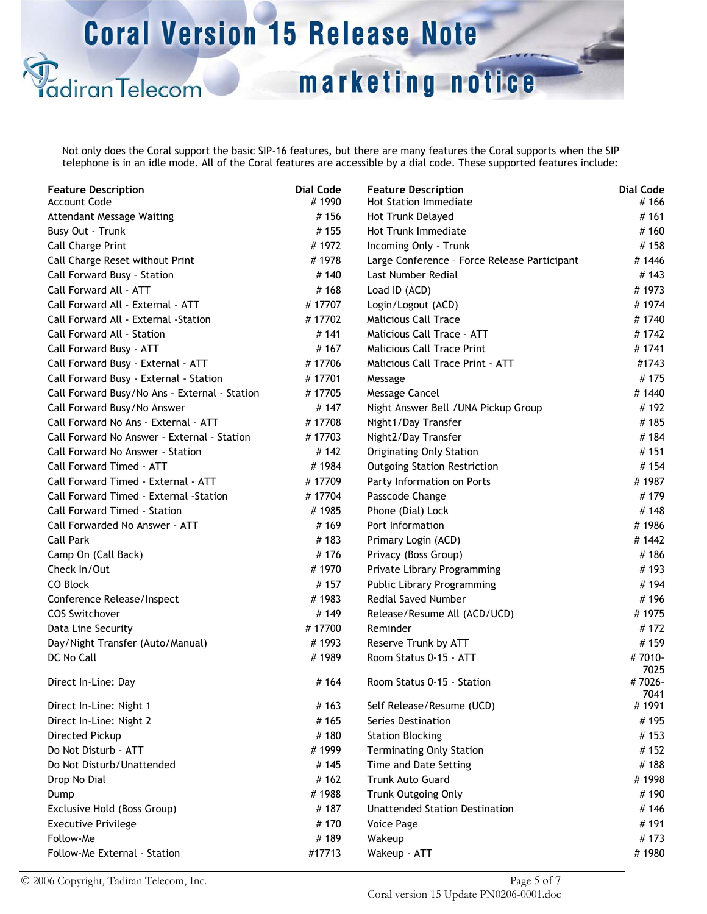Not only does the Coral support the basic SIP-16 features, but there are many features the Coral supports when the SIP telephone is in an idle mode. All of the Coral features are accessible by a dial code. These supported features include:

| Feature Description | Dial Code | Feature Description | Dial Code |
|---|---|---|---|
| Account Code | # 1990 | Hot Station Immediate | # 166 |
| Attendant Message Waiting | # 156 | Hot Trunk Delayed | # 161 |
| Busy Out - Trunk | # 155 | Hot Trunk Immediate | # 160 |
| Call Charge Print | # 1972 | Incoming Only - Trunk | # 158 |
| Call Charge Reset without Print | # 1978 | Large Conference – Force Release Participant | # 1446 |
| Call Forward Busy – Station | # 140 | Last Number Redial | # 143 |
| Call Forward All - ATT | # 168 | Load ID (ACD) | # 1973 |
| Call Forward All - External - ATT | # 17707 | Login/Logout (ACD) | # 1974 |
| Call Forward All - External -Station | # 17702 | Malicious Call Trace | # 1740 |
| Call Forward All - Station | # 141 | Malicious Call Trace - ATT | # 1742 |
| Call Forward Busy - ATT | # 167 | Malicious Call Trace Print | # 1741 |
| Call Forward Busy - External - ATT | # 17706 | Malicious Call Trace Print - ATT | #1743 |
| Call Forward Busy - External - Station | # 17701 | Message | # 175 |
| Call Forward Busy/No Ans - External - Station | # 17705 | Message Cancel | # 1440 |
| Call Forward Busy/No Answer | # 147 | Night Answer Bell /UNA Pickup Group | # 192 |
| Call Forward No Ans - External - ATT | # 17708 | Night1/Day Transfer | # 185 |
| Call Forward No Answer - External - Station | # 17703 | Night2/Day Transfer | # 184 |
| Call Forward No Answer - Station | # 142 | Originating Only Station | # 151 |
| Call Forward Timed - ATT | # 1984 | Outgoing Station Restriction | # 154 |
| Call Forward Timed - External - ATT | # 17709 | Party Information on Ports | # 1987 |
| Call Forward Timed - External -Station | # 17704 | Passcode Change | # 179 |
| Call Forward Timed - Station | # 1985 | Phone (Dial) Lock | # 148 |
| Call Forwarded No Answer - ATT | # 169 | Port Information | # 1986 |
| Call Park | # 183 | Primary Login (ACD) | # 1442 |
| Camp On (Call Back) | # 176 | Privacy (Boss Group) | # 186 |
| Check In/Out | # 1970 | Private Library Programming | # 193 |
| CO Block | # 157 | Public Library Programming | # 194 |
| Conference Release/Inspect | # 1983 | Redial Saved Number | # 196 |
| COS Switchover | # 149 | Release/Resume All (ACD/UCD) | # 1975 |
| Data Line Security | # 17700 | Reminder | # 172 |
| Day/Night Transfer (Auto/Manual) | # 1993 | Reserve Trunk by ATT | # 159 |
| DC No Call | # 1989 | Room Status 0-15 - ATT | # 7010-7025 |
| Direct In-Line: Day | # 164 | Room Status 0-15 - Station | # 7026-7041 |
| Direct In-Line: Night 1 | # 163 | Self Release/Resume (UCD) | # 1991 |
| Direct In-Line: Night 2 | # 165 | Series Destination | # 195 |
| Directed Pickup | # 180 | Station Blocking | # 153 |
| Do Not Disturb - ATT | # 1999 | Terminating Only Station | # 152 |
| Do Not Disturb/Unattended | # 145 | Time and Date Setting | # 188 |
| Drop No Dial | # 162 | Trunk Auto Guard | # 1998 |
| Dump | # 1988 | Trunk Outgoing Only | # 190 |
| Exclusive Hold (Boss Group) | # 187 | Unattended Station Destination | # 146 |
| Executive Privilege | # 170 | Voice Page | # 191 |
| Follow-Me | # 189 | Wakeup | # 173 |
| Follow-Me External - Station | #17713 | Wakeup - ATT | # 1980 |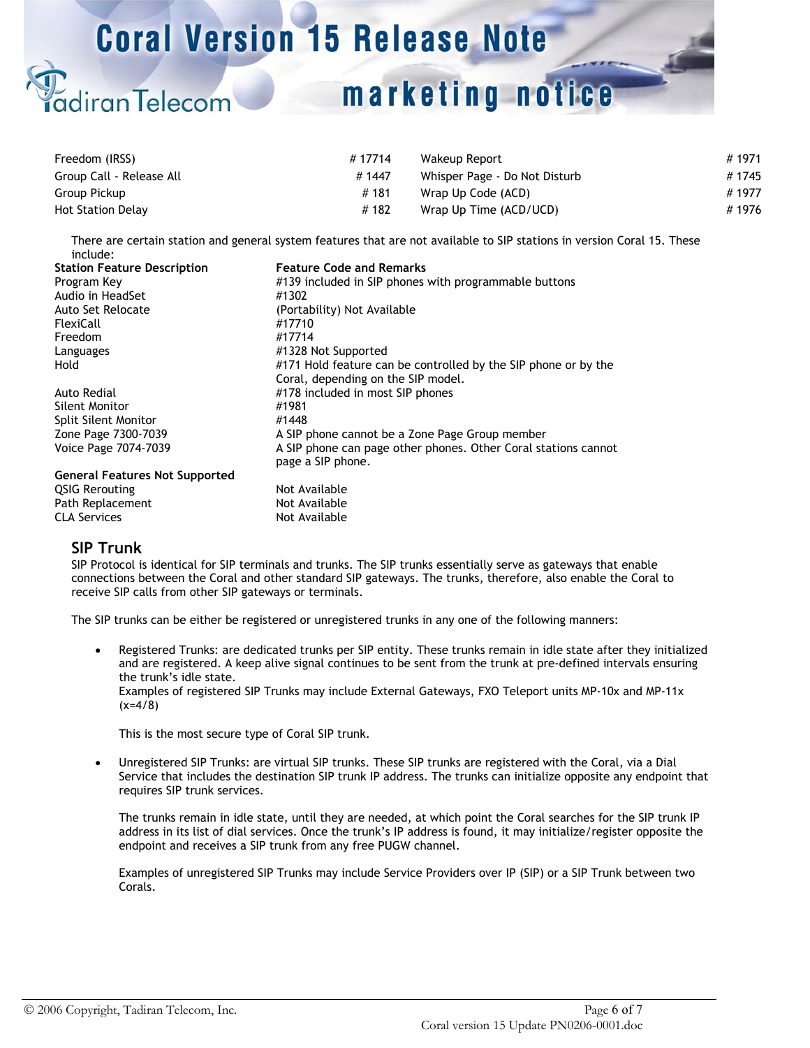| | | | |
|---|---|---|---|
| Freedom (IRSS) | # 17714 | Wakeup Report | # 1971 |
| Group Call - Release All | # 1447 | Whisper Page - Do Not Disturb | # 1745 |
| Group Pickup | # 181 | Wrap Up Code (ACD) | # 1977 |
| Hot Station Delay | # 182 | Wrap Up Time (ACD/UCD) | # 1976 |

There are certain station and general system features that are not available to SIP stations in version Coral 15. These include:

| Station Feature Description | Feature Code and Remarks |
|---|---|
| Program Key | #139 included in SIP phones with programmable buttons |
| Audio in HeadSet | #1302 |
| Auto Set Relocate | (Portability) Not Available |
| FlexiCall | #17710 |
| Freedom | #17714 |
| Languages | #1328 Not Supported |
| Hold | #171 Hold feature can be controlled by the SIP phone or by the Coral, depending on the SIP model. |
| Auto Redial | #178 included in most SIP phones |
| Silent Monitor | #1981 |
| Split Silent Monitor | #1448 |
| Zone Page 7300-7039 | A SIP phone cannot be a Zone Page Group member |
| Voice Page 7074-7039 | A SIP phone can page other phones. Other Coral stations cannot page a SIP phone. |
| **General Features Not Supported** | |
| QSIG Rerouting | Not Available |
| Path Replacement | Not Available |
| CLA Services | Not Available |

## SIP Trunk

SIP Protocol is identical for SIP terminals and trunks. The SIP trunks essentially serve as gateways that enable connections between the Coral and other standard SIP gateways. The trunks, therefore, also enable the Coral to receive SIP calls from other SIP gateways or terminals.

The SIP trunks can be either be registered or unregistered trunks in any one of the following manners:

- Registered Trunks: are dedicated trunks per SIP entity. These trunks remain in idle state after they initialized and are registered. A keep alive signal continues to be sent from the trunk at pre-defined intervals ensuring the trunk's idle state.
  Examples of registered SIP Trunks may include External Gateways, FXO Teleport units MP-10x and MP-11x (x=4/8)

  This is the most secure type of Coral SIP trunk.

- Unregistered SIP Trunks: are virtual SIP trunks. These SIP trunks are registered with the Coral, via a Dial Service that includes the destination SIP trunk IP address. The trunks can initialize opposite any endpoint that requires SIP trunk services.

  The trunks remain in idle state, until they are needed, at which point the Coral searches for the SIP trunk IP address in its list of dial services. Once the trunk's IP address is found, it may initialize/register opposite the endpoint and receives a SIP trunk from any free PUGW channel.

  Examples of unregistered SIP Trunks may include Service Providers over IP (SIP) or a SIP Trunk between two Corals.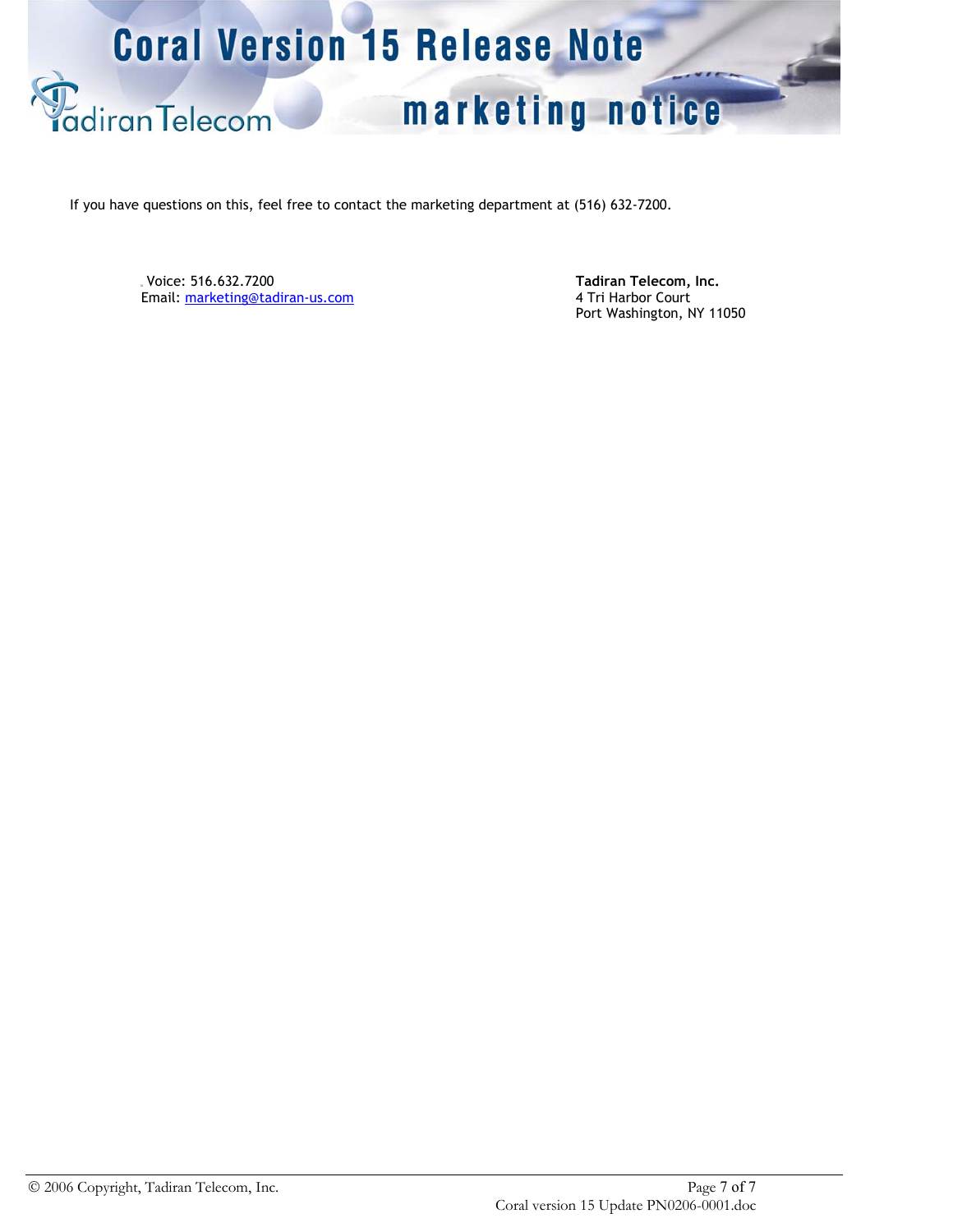If you have questions on this, feel free to contact the marketing department at (516) 632-7200.

Voice: 516.632.7200
Email: marketing@tadiran-us.com

**Tadiran Telecom, Inc.**
4 Tri Harbor Court
Port Washington, NY 11050